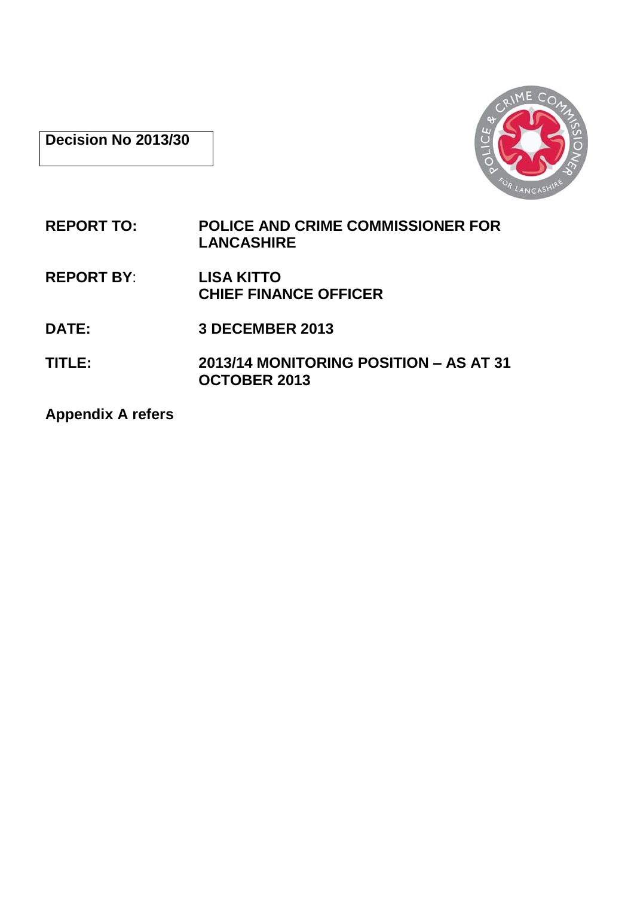**Decision No 2013/30**

| | |
|---|---|
| **REPORT TO:** | **POLICE AND CRIME COMMISSIONER FOR LANCASHIRE** |
| **REPORT BY:** | **LISA KITTO**<br>**CHIEF FINANCE OFFICER** |
| **DATE:** | **3 DECEMBER 2013** |
| **TITLE:** | **2013/14 MONITORING POSITION – AS AT 31 OCTOBER 2013** |

**Appendix A refers**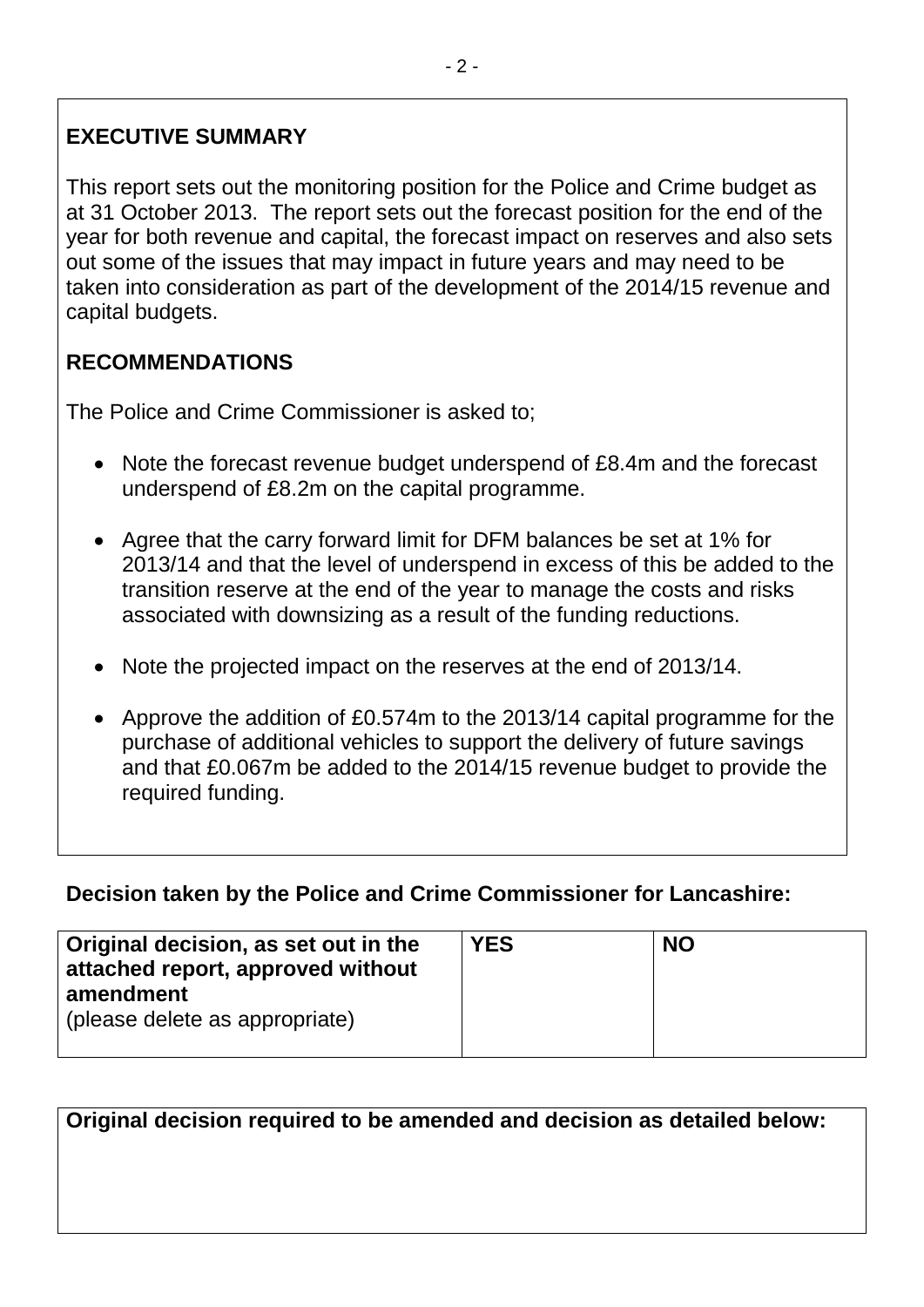## EXECUTIVE SUMMARY

This report sets out the monitoring position for the Police and Crime budget as at 31 October 2013. The report sets out the forecast position for the end of the year for both revenue and capital, the forecast impact on reserves and also sets out some of the issues that may impact in future years and may need to be taken into consideration as part of the development of the 2014/15 revenue and capital budgets.

## RECOMMENDATIONS

The Police and Crime Commissioner is asked to;

- Note the forecast revenue budget underspend of £8.4m and the forecast underspend of £8.2m on the capital programme.
- Agree that the carry forward limit for DFM balances be set at 1% for 2013/14 and that the level of underspend in excess of this be added to the transition reserve at the end of the year to manage the costs and risks associated with downsizing as a result of the funding reductions.
- Note the projected impact on the reserves at the end of 2013/14.
- Approve the addition of £0.574m to the 2013/14 capital programme for the purchase of additional vehicles to support the delivery of future savings and that £0.067m be added to the 2014/15 revenue budget to provide the required funding.

**Decision taken by the Police and Crime Commissioner for Lancashire:**

| **Original decision, as set out in the attached report, approved without amendment** (please delete as appropriate) | **YES** | **NO** |
|---|---|---|

| **Original decision required to be amended and decision as detailed below:** |
|---|
| |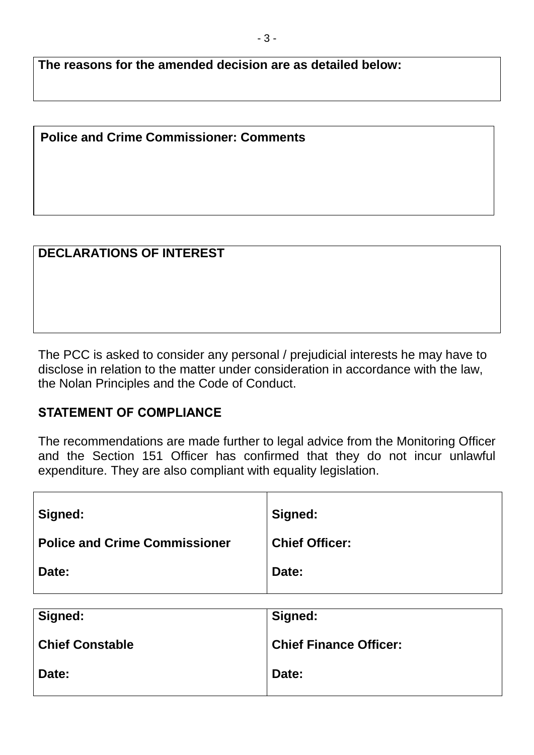| **The reasons for the amended decision are as detailed below:** |
| --- |
| |

| **Police and Crime Commissioner: Comments** |
| --- |
| |

| **DECLARATIONS OF INTEREST** |
| --- |
| |

The PCC is asked to consider any personal / prejudicial interests he may have to disclose in relation to the matter under consideration in accordance with the law, the Nolan Principles and the Code of Conduct.

**STATEMENT OF COMPLIANCE**

The recommendations are made further to legal advice from the Monitoring Officer and the Section 151 Officer has confirmed that they do not incur unlawful expenditure. They are also compliant with equality legislation.

| | |
| --- | --- |
| **Signed:**<br><br>**Police and Crime Commissioner**<br><br>**Date:** | **Signed:**<br><br>**Chief Officer:**<br><br>**Date:** |

| | |
| --- | --- |
| **Signed:**<br><br>**Chief Constable**<br><br>**Date:** | **Signed:**<br><br>**Chief Finance Officer:**<br><br>**Date:** |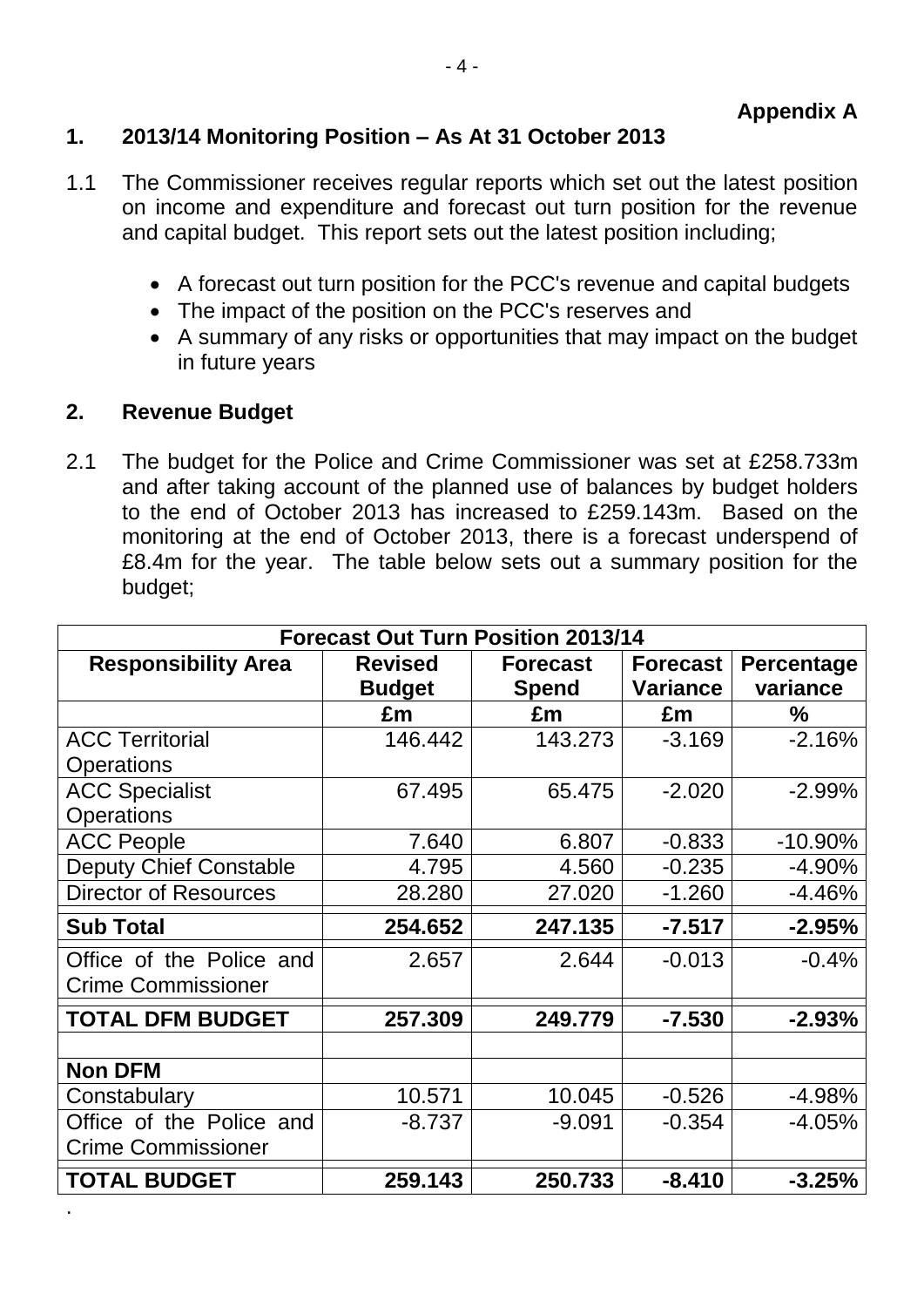**Appendix A**

## 1. 2013/14 Monitoring Position – As At 31 October 2013

1.1 The Commissioner receives regular reports which set out the latest position on income and expenditure and forecast out turn position for the revenue and capital budget. This report sets out the latest position including;

- A forecast out turn position for the PCC's revenue and capital budgets
- The impact of the position on the PCC's reserves and
- A summary of any risks or opportunities that may impact on the budget in future years

## 2. Revenue Budget

2.1 The budget for the Police and Crime Commissioner was set at £258.733m and after taking account of the planned use of balances by budget holders to the end of October 2013 has increased to £259.143m. Based on the monitoring at the end of October 2013, there is a forecast underspend of £8.4m for the year. The table below sets out a summary position for the budget;

| Forecast Out Turn Position 2013/14 | | | | |
|---|---|---|---|---|
| **Responsibility Area** | **Revised Budget** | **Forecast Spend** | **Forecast Variance** | **Percentage variance** |
| | **£m** | **£m** | **£m** | **%** |
| ACC Territorial Operations | 146.442 | 143.273 | -3.169 | -2.16% |
| ACC Specialist Operations | 67.495 | 65.475 | -2.020 | -2.99% |
| ACC People | 7.640 | 6.807 | -0.833 | -10.90% |
| Deputy Chief Constable | 4.795 | 4.560 | -0.235 | -4.90% |
| Director of Resources | 28.280 | 27.020 | -1.260 | -4.46% |
| **Sub Total** | **254.652** | **247.135** | **-7.517** | **-2.95%** |
| Office of the Police and Crime Commissioner | 2.657 | 2.644 | -0.013 | -0.4% |
| **TOTAL DFM BUDGET** | **257.309** | **249.779** | **-7.530** | **-2.93%** |
| | | | | |
| **Non DFM** | | | | |
| Constabulary | 10.571 | 10.045 | -0.526 | -4.98% |
| Office of the Police and Crime Commissioner | -8.737 | -9.091 | -0.354 | -4.05% |
| **TOTAL BUDGET** | **259.143** | **250.733** | **-8.410** | **-3.25%** |

.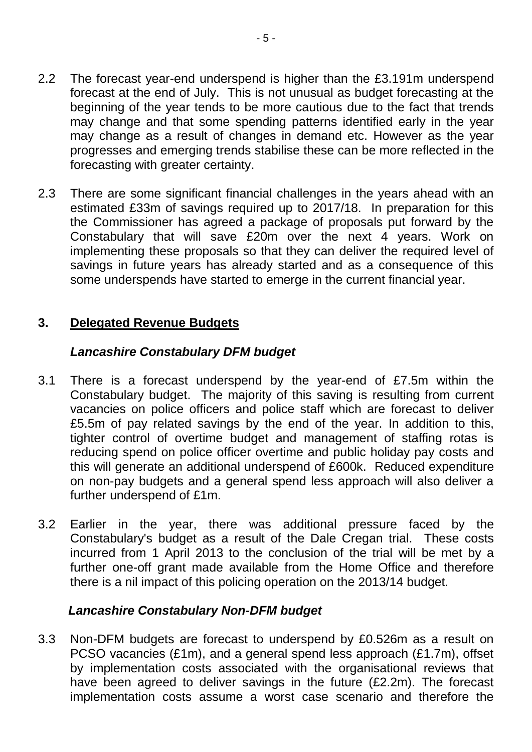2.2 The forecast year-end underspend is higher than the £3.191m underspend forecast at the end of July. This is not unusual as budget forecasting at the beginning of the year tends to be more cautious due to the fact that trends may change and that some spending patterns identified early in the year may change as a result of changes in demand etc. However as the year progresses and emerging trends stabilise these can be more reflected in the forecasting with greater certainty.

2.3 There are some significant financial challenges in the years ahead with an estimated £33m of savings required up to 2017/18. In preparation for this the Commissioner has agreed a package of proposals put forward by the Constabulary that will save £20m over the next 4 years. Work on implementing these proposals so that they can deliver the required level of savings in future years has already started and as a consequence of this some underspends have started to emerge in the current financial year.

## 3. Delegated Revenue Budgets

### *Lancashire Constabulary DFM budget*

3.1 There is a forecast underspend by the year-end of £7.5m within the Constabulary budget. The majority of this saving is resulting from current vacancies on police officers and police staff which are forecast to deliver £5.5m of pay related savings by the end of the year. In addition to this, tighter control of overtime budget and management of staffing rotas is reducing spend on police officer overtime and public holiday pay costs and this will generate an additional underspend of £600k. Reduced expenditure on non-pay budgets and a general spend less approach will also deliver a further underspend of £1m.

3.2 Earlier in the year, there was additional pressure faced by the Constabulary's budget as a result of the Dale Cregan trial. These costs incurred from 1 April 2013 to the conclusion of the trial will be met by a further one-off grant made available from the Home Office and therefore there is a nil impact of this policing operation on the 2013/14 budget.

### *Lancashire Constabulary Non-DFM budget*

3.3 Non-DFM budgets are forecast to underspend by £0.526m as a result on PCSO vacancies (£1m), and a general spend less approach (£1.7m), offset by implementation costs associated with the organisational reviews that have been agreed to deliver savings in the future (£2.2m). The forecast implementation costs assume a worst case scenario and therefore the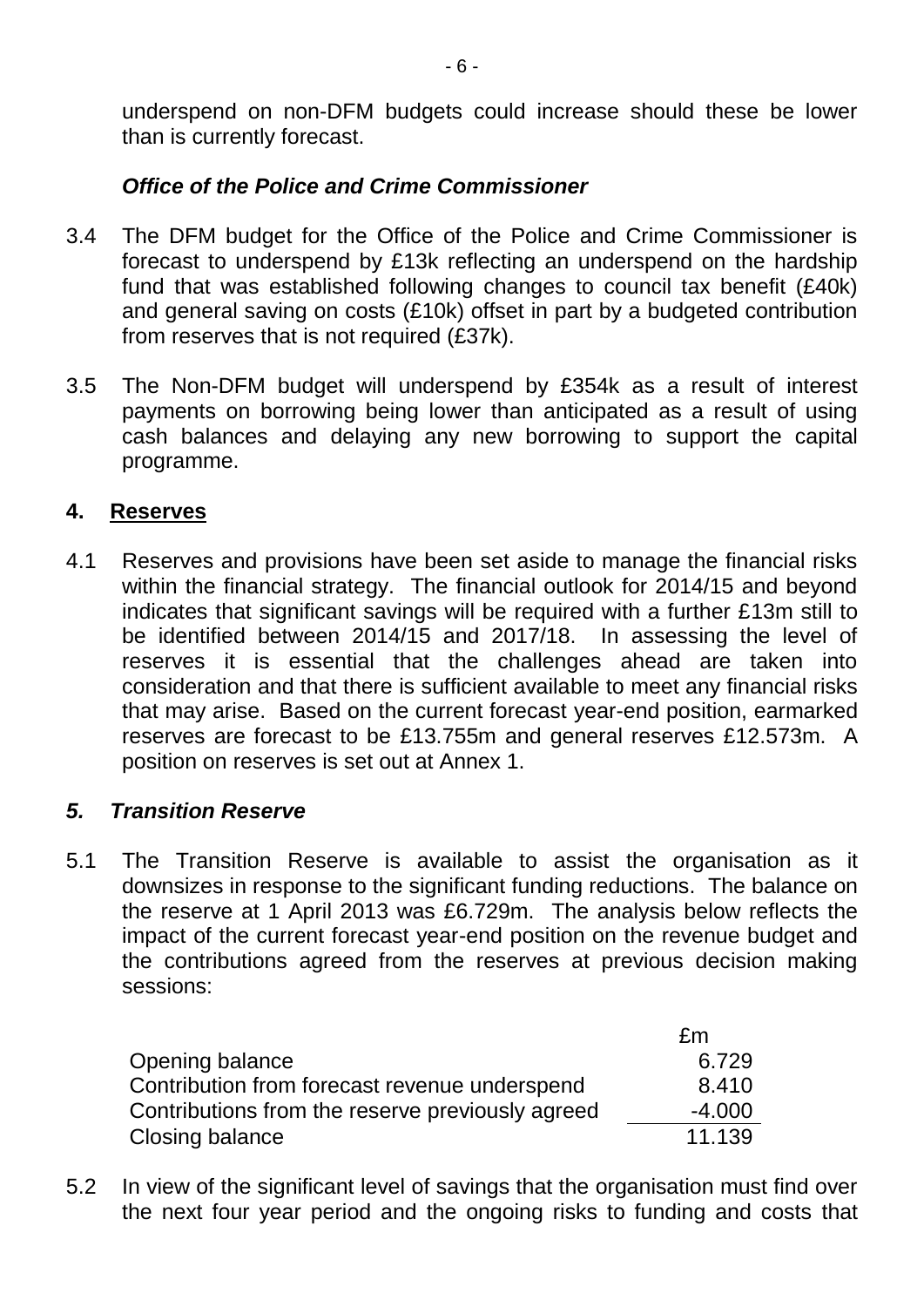underspend on non-DFM budgets could increase should these be lower than is currently forecast.

***Office of the Police and Crime Commissioner***

3.4 The DFM budget for the Office of the Police and Crime Commissioner is forecast to underspend by £13k reflecting an underspend on the hardship fund that was established following changes to council tax benefit (£40k) and general saving on costs (£10k) offset in part by a budgeted contribution from reserves that is not required (£37k).

3.5 The Non-DFM budget will underspend by £354k as a result of interest payments on borrowing being lower than anticipated as a result of using cash balances and delaying any new borrowing to support the capital programme.

## 4. Reserves

4.1 Reserves and provisions have been set aside to manage the financial risks within the financial strategy. The financial outlook for 2014/15 and beyond indicates that significant savings will be required with a further £13m still to be identified between 2014/15 and 2017/18. In assessing the level of reserves it is essential that the challenges ahead are taken into consideration and that there is sufficient available to meet any financial risks that may arise. Based on the current forecast year-end position, earmarked reserves are forecast to be £13.755m and general reserves £12.573m. A position on reserves is set out at Annex 1.

## *5. Transition Reserve*

5.1 The Transition Reserve is available to assist the organisation as it downsizes in response to the significant funding reductions. The balance on the reserve at 1 April 2013 was £6.729m. The analysis below reflects the impact of the current forecast year-end position on the revenue budget and the contributions agreed from the reserves at previous decision making sessions:

| | £m |
|---|---|
| Opening balance | 6.729 |
| Contribution from forecast revenue underspend | 8.410 |
| Contributions from the reserve previously agreed | -4.000 |
| Closing balance | 11.139 |

5.2 In view of the significant level of savings that the organisation must find over the next four year period and the ongoing risks to funding and costs that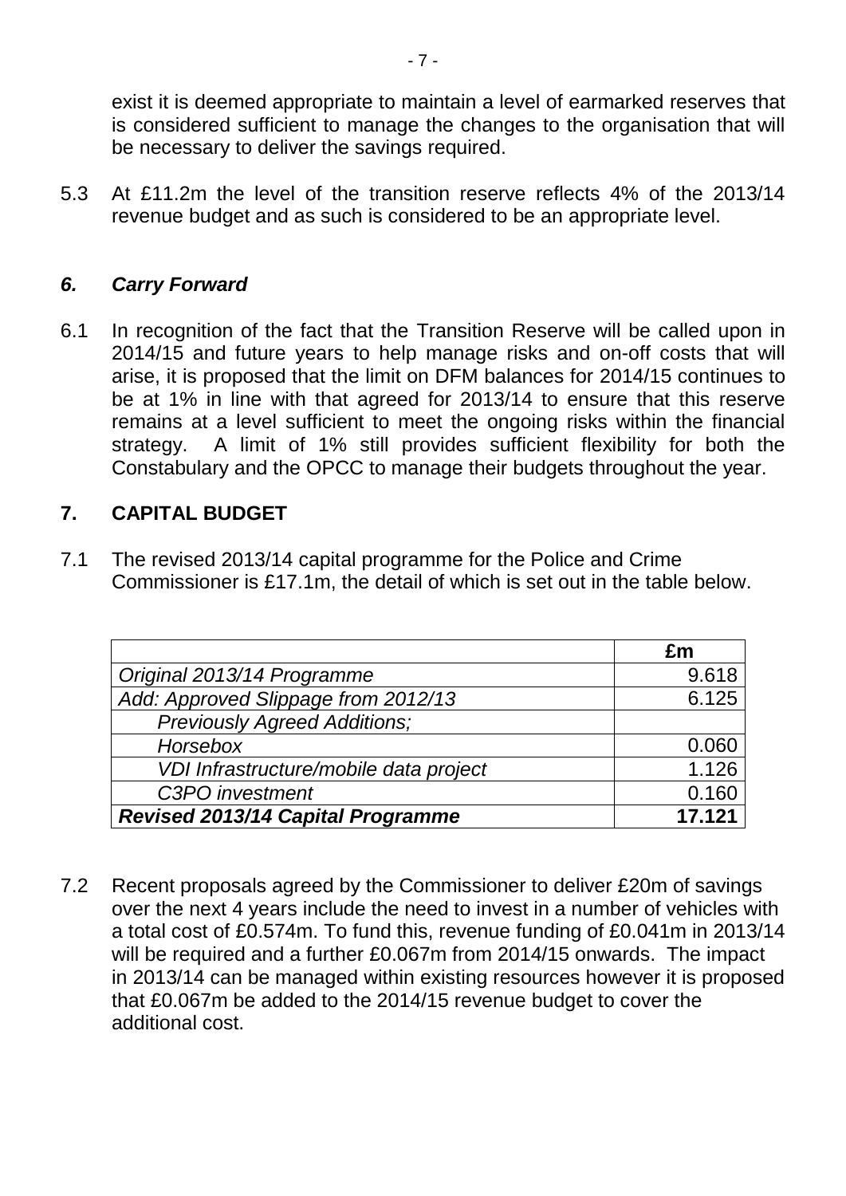exist it is deemed appropriate to maintain a level of earmarked reserves that is considered sufficient to manage the changes to the organisation that will be necessary to deliver the savings required.

5.3 At £11.2m the level of the transition reserve reflects 4% of the 2013/14 revenue budget and as such is considered to be an appropriate level.

## *6. Carry Forward*

6.1 In recognition of the fact that the Transition Reserve will be called upon in 2014/15 and future years to help manage risks and on-off costs that will arise, it is proposed that the limit on DFM balances for 2014/15 continues to be at 1% in line with that agreed for 2013/14 to ensure that this reserve remains at a level sufficient to meet the ongoing risks within the financial strategy. A limit of 1% still provides sufficient flexibility for both the Constabulary and the OPCC to manage their budgets throughout the year.

## **7. CAPITAL BUDGET**

7.1 The revised 2013/14 capital programme for the Police and Crime Commissioner is £17.1m, the detail of which is set out in the table below.

| | **£m** |
|---|---|
| *Original 2013/14 Programme* | 9.618 |
| *Add: Approved Slippage from 2012/13* | 6.125 |
| *Previously Agreed Additions;* | |
| *Horsebox* | 0.060 |
| *VDI Infrastructure/mobile data project* | 1.126 |
| *C3PO investment* | 0.160 |
| ***Revised 2013/14 Capital Programme*** | **17.121** |

7.2 Recent proposals agreed by the Commissioner to deliver £20m of savings over the next 4 years include the need to invest in a number of vehicles with a total cost of £0.574m. To fund this, revenue funding of £0.041m in 2013/14 will be required and a further £0.067m from 2014/15 onwards. The impact in 2013/14 can be managed within existing resources however it is proposed that £0.067m be added to the 2014/15 revenue budget to cover the additional cost.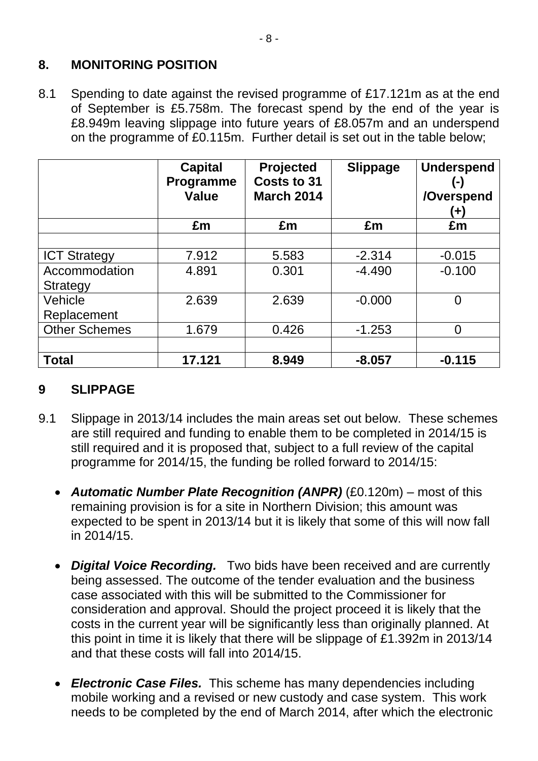## 8. MONITORING POSITION

8.1 Spending to date against the revised programme of £17.121m as at the end of September is £5.758m. The forecast spend by the end of the year is £8.949m leaving slippage into future years of £8.057m and an underspend on the programme of £0.115m. Further detail is set out in the table below;

| | Capital Programme Value | Projected Costs to 31 March 2014 | Slippage | Underspend (-) /Overspend (+) |
|---|---|---|---|---|
| | £m | £m | £m | £m |
| | | | | |
| ICT Strategy | 7.912 | 5.583 | -2.314 | -0.015 |
| Accommodation Strategy | 4.891 | 0.301 | -4.490 | -0.100 |
| Vehicle Replacement | 2.639 | 2.639 | -0.000 | 0 |
| Other Schemes | 1.679 | 0.426 | -1.253 | 0 |
| | | | | |
| **Total** | **17.121** | **8.949** | **-8.057** | **-0.115** |

## 9 SLIPPAGE

9.1 Slippage in 2013/14 includes the main areas set out below. These schemes are still required and funding to enable them to be completed in 2014/15 is still required and it is proposed that, subject to a full review of the capital programme for 2014/15, the funding be rolled forward to 2014/15:

- ***Automatic Number Plate Recognition (ANPR)*** (£0.120m) – most of this remaining provision is for a site in Northern Division; this amount was expected to be spent in 2013/14 but it is likely that some of this will now fall in 2014/15.

- ***Digital Voice Recording.*** Two bids have been received and are currently being assessed. The outcome of the tender evaluation and the business case associated with this will be submitted to the Commissioner for consideration and approval. Should the project proceed it is likely that the costs in the current year will be significantly less than originally planned. At this point in time it is likely that there will be slippage of £1.392m in 2013/14 and that these costs will fall into 2014/15.

- ***Electronic Case Files.*** This scheme has many dependencies including mobile working and a revised or new custody and case system. This work needs to be completed by the end of March 2014, after which the electronic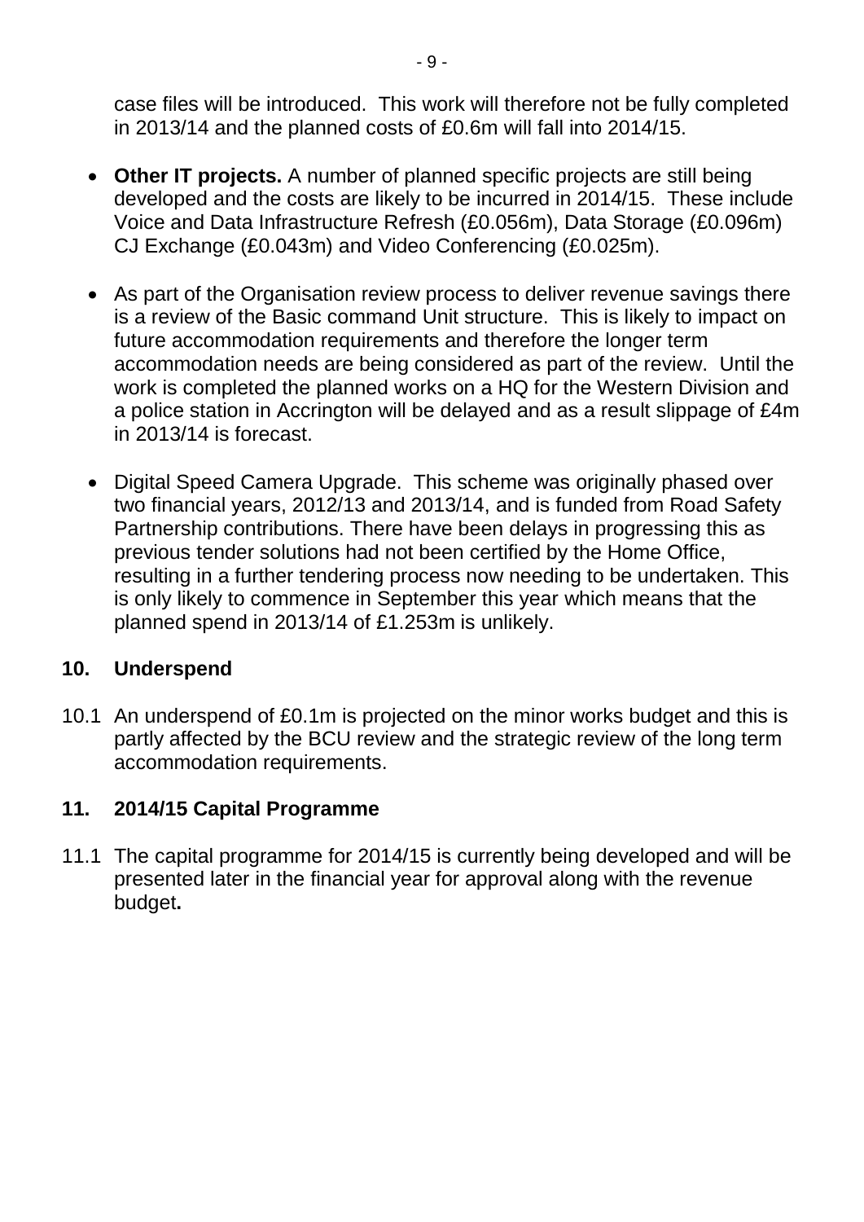case files will be introduced. This work will therefore not be fully completed in 2013/14 and the planned costs of £0.6m will fall into 2014/15.

- **Other IT projects.** A number of planned specific projects are still being developed and the costs are likely to be incurred in 2014/15. These include Voice and Data Infrastructure Refresh (£0.056m), Data Storage (£0.096m) CJ Exchange (£0.043m) and Video Conferencing (£0.025m).

- As part of the Organisation review process to deliver revenue savings there is a review of the Basic command Unit structure. This is likely to impact on future accommodation requirements and therefore the longer term accommodation needs are being considered as part of the review. Until the work is completed the planned works on a HQ for the Western Division and a police station in Accrington will be delayed and as a result slippage of £4m in 2013/14 is forecast.

- Digital Speed Camera Upgrade. This scheme was originally phased over two financial years, 2012/13 and 2013/14, and is funded from Road Safety Partnership contributions. There have been delays in progressing this as previous tender solutions had not been certified by the Home Office, resulting in a further tendering process now needing to be undertaken. This is only likely to commence in September this year which means that the planned spend in 2013/14 of £1.253m is unlikely.

## 10. Underspend

10.1 An underspend of £0.1m is projected on the minor works budget and this is partly affected by the BCU review and the strategic review of the long term accommodation requirements.

## 11. 2014/15 Capital Programme

11.1 The capital programme for 2014/15 is currently being developed and will be presented later in the financial year for approval along with the revenue budget.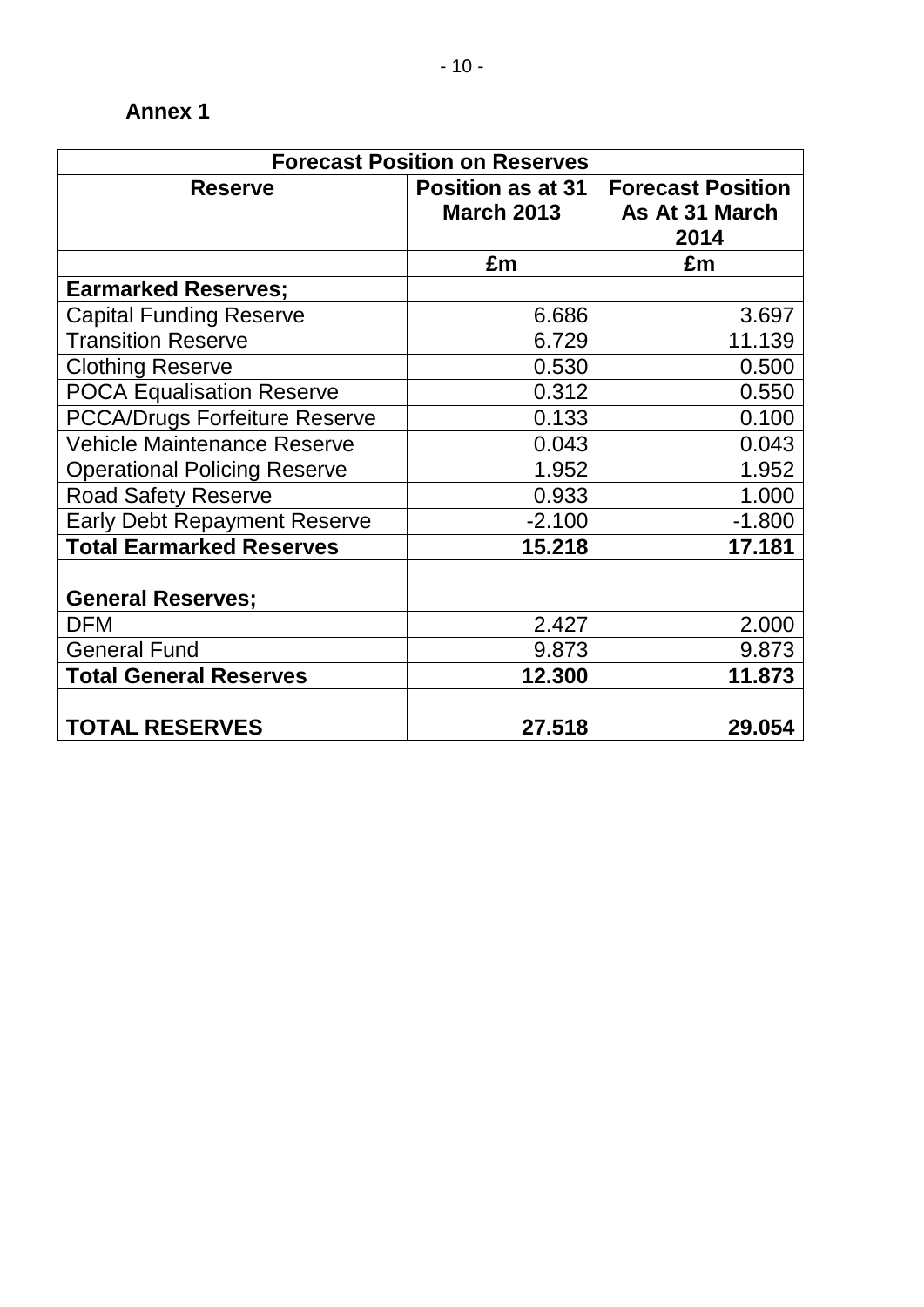**Annex 1**

| Forecast Position on Reserves | | |
|---|---|---|
| **Reserve** | **Position as at 31 March 2013** | **Forecast Position As At 31 March 2014** |
| | **£m** | **£m** |
| **Earmarked Reserves;** | | |
| Capital Funding Reserve | 6.686 | 3.697 |
| Transition Reserve | 6.729 | 11.139 |
| Clothing Reserve | 0.530 | 0.500 |
| POCA Equalisation Reserve | 0.312 | 0.550 |
| PCCA/Drugs Forfeiture Reserve | 0.133 | 0.100 |
| Vehicle Maintenance Reserve | 0.043 | 0.043 |
| Operational Policing Reserve | 1.952 | 1.952 |
| Road Safety Reserve | 0.933 | 1.000 |
| Early Debt Repayment Reserve | -2.100 | -1.800 |
| **Total Earmarked Reserves** | **15.218** | **17.181** |
| | | |
| **General Reserves;** | | |
| DFM | 2.427 | 2.000 |
| General Fund | 9.873 | 9.873 |
| **Total General Reserves** | **12.300** | **11.873** |
| | | |
| **TOTAL RESERVES** | **27.518** | **29.054** |